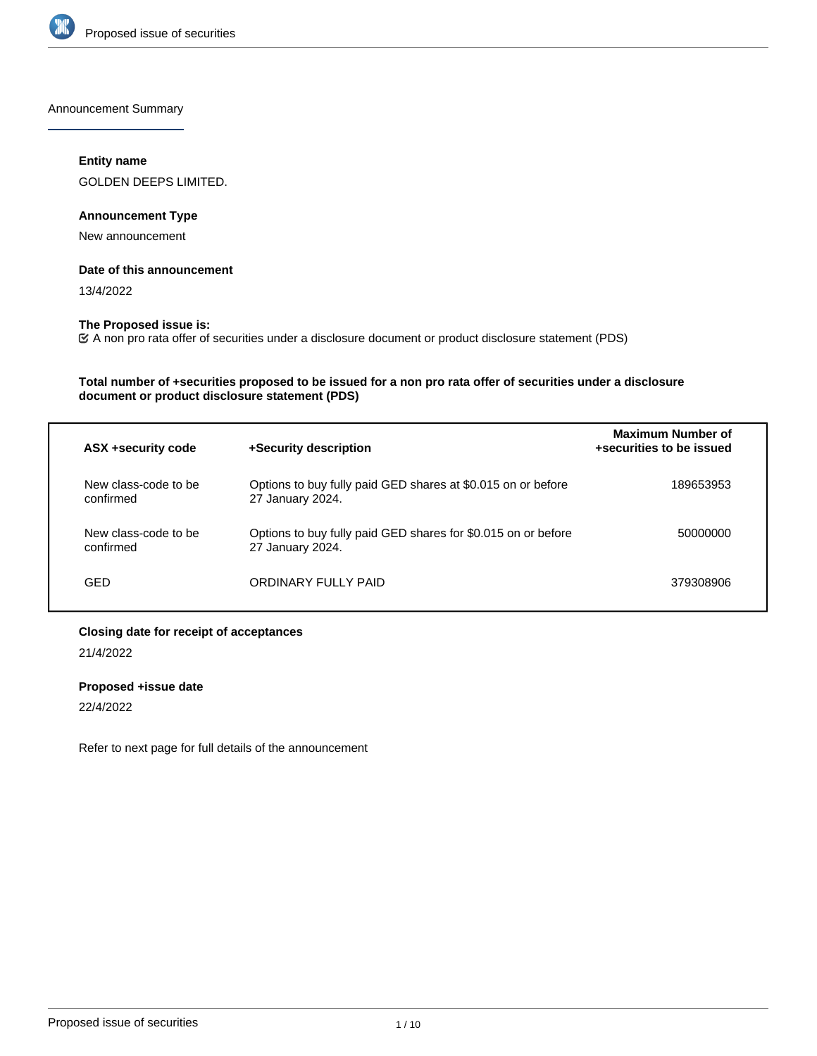Announcement Summary

**Entity name**

GOLDEN DEEPS LIMITED.

**Announcement Type**

New announcement

**Date of this announcement**

13/4/2022

**The Proposed issue is:**

☑ A non pro rata offer of securities under a disclosure document or product disclosure statement (PDS)

**Total number of +securities proposed to be issued for a non pro rata offer of securities under a disclosure document or product disclosure statement (PDS)**

| ASX +security code | +Security description | Maximum Number of +securities to be issued |
| --- | --- | --- |
| New class-code to be confirmed | Options to buy fully paid GED shares at $0.015 on or before 27 January 2024. | 189653953 |
| New class-code to be confirmed | Options to buy fully paid GED shares for $0.015 on or before 27 January 2024. | 50000000 |
| GED | ORDINARY FULLY PAID | 379308906 |

**Closing date for receipt of acceptances**

21/4/2022

**Proposed +issue date**

22/4/2022

Refer to next page for full details of the announcement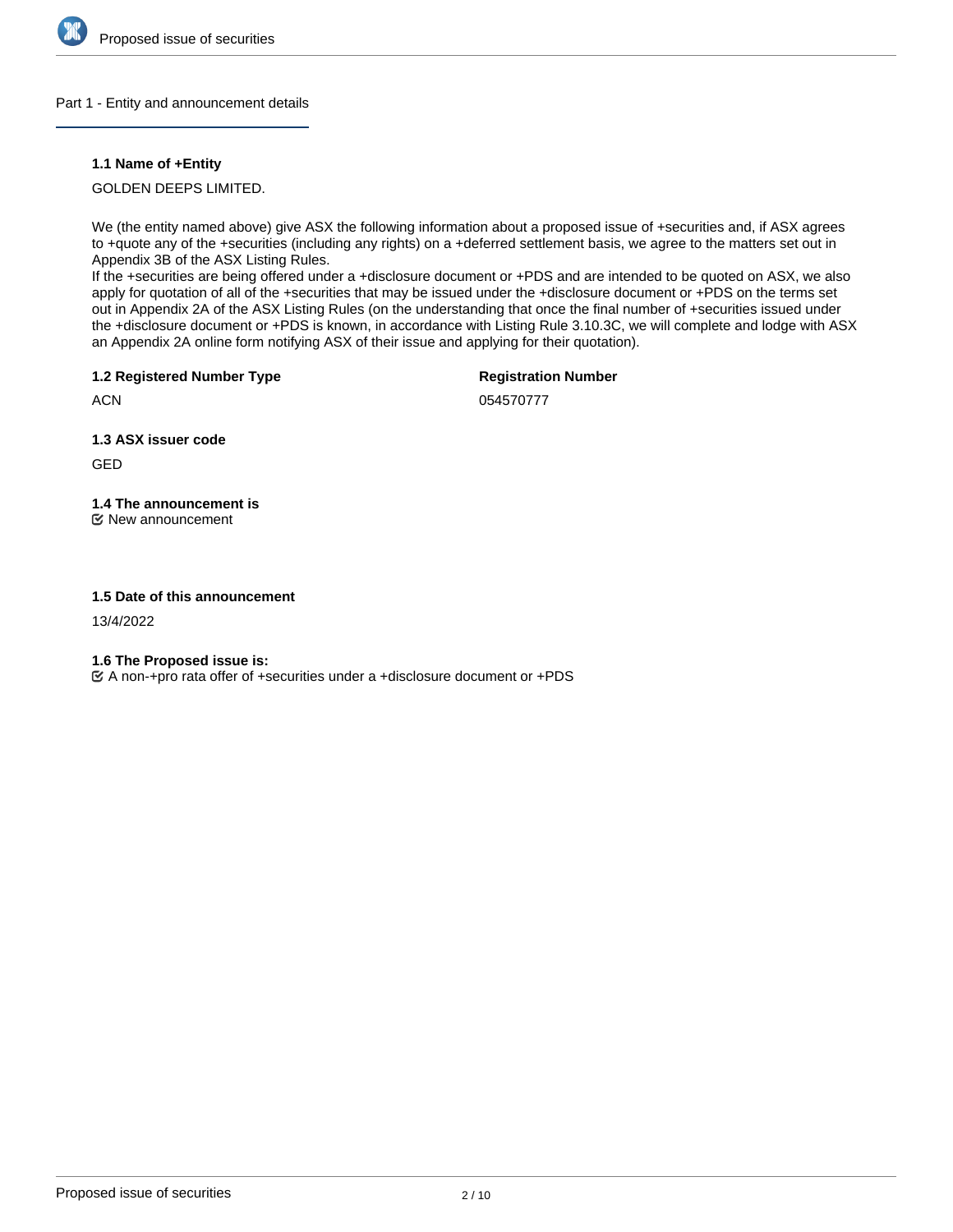## Part 1 - Entity and announcement details

### 1.1 Name of +Entity

GOLDEN DEEPS LIMITED.

We (the entity named above) give ASX the following information about a proposed issue of +securities and, if ASX agrees to +quote any of the +securities (including any rights) on a +deferred settlement basis, we agree to the matters set out in Appendix 3B of the ASX Listing Rules.
If the +securities are being offered under a +disclosure document or +PDS and are intended to be quoted on ASX, we also apply for quotation of all of the +securities that may be issued under the +disclosure document or +PDS on the terms set out in Appendix 2A of the ASX Listing Rules (on the understanding that once the final number of +securities issued under the +disclosure document or +PDS is known, in accordance with Listing Rule 3.10.3C, we will complete and lodge with ASX an Appendix 2A online form notifying ASX of their issue and applying for their quotation).

### 1.2 Registered Number Type

ACN

**Registration Number**

054570777

### 1.3 ASX issuer code

GED

### 1.4 The announcement is

☑ New announcement

### 1.5 Date of this announcement

13/4/2022

### 1.6 The Proposed issue is:

☑ A non-+pro rata offer of +securities under a +disclosure document or +PDS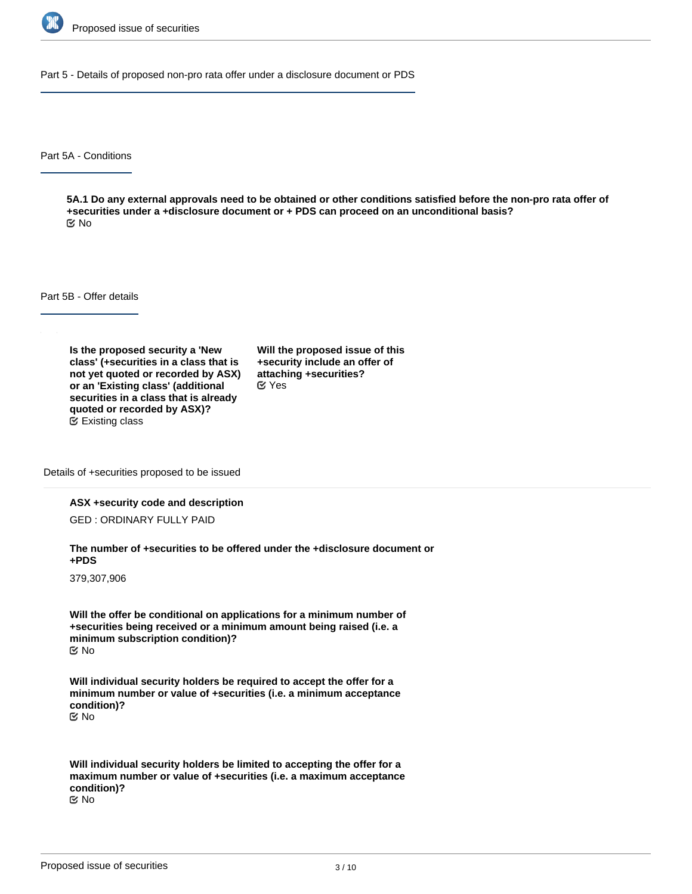## Part 5 - Details of proposed non-pro rata offer under a disclosure document or PDS

### Part 5A - Conditions

**5A.1 Do any external approvals need to be obtained or other conditions satisfied before the non-pro rata offer of +securities under a +disclosure document or + PDS can proceed on an unconditional basis?**

No

### Part 5B - Offer details

**Is the proposed security a 'New class' (+securities in a class that is not yet quoted or recorded by ASX) or an 'Existing class' (additional securities in a class that is already quoted or recorded by ASX)?**

Existing class

**Will the proposed issue of this +security include an offer of attaching +securities?**

Yes

#### Details of +securities proposed to be issued

**ASX +security code and description**

GED : ORDINARY FULLY PAID

**The number of +securities to be offered under the +disclosure document or +PDS**

379,307,906

**Will the offer be conditional on applications for a minimum number of +securities being received or a minimum amount being raised (i.e. a minimum subscription condition)?**

No

**Will individual security holders be required to accept the offer for a minimum number or value of +securities (i.e. a minimum acceptance condition)?**

No

**Will individual security holders be limited to accepting the offer for a maximum number or value of +securities (i.e. a maximum acceptance condition)?**

No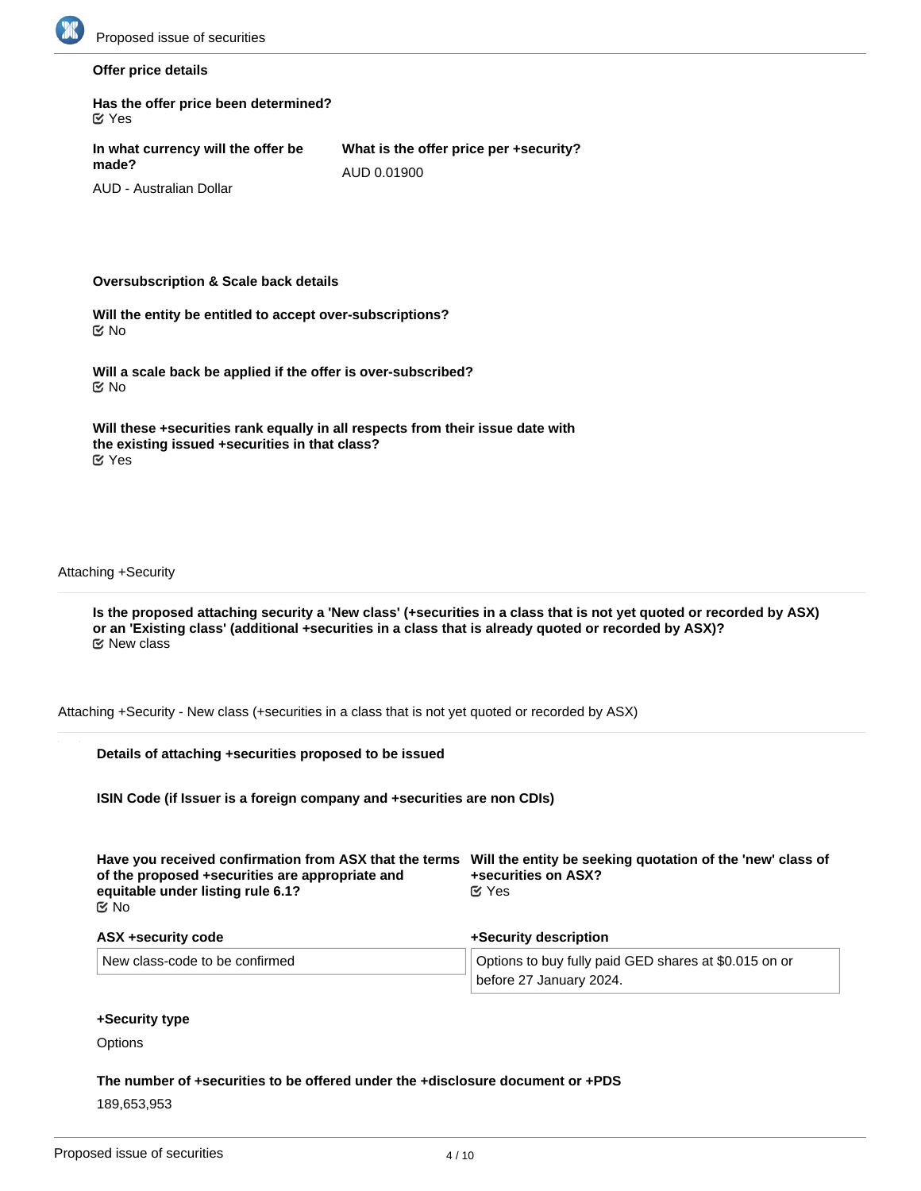**Offer price details**

**Has the offer price been determined?**
☑ Yes

**In what currency will the offer be made?**
AUD - Australian Dollar

**What is the offer price per +security?**
AUD 0.01900

**Oversubscription & Scale back details**

**Will the entity be entitled to accept over-subscriptions?**
☑ No

**Will a scale back be applied if the offer is over-subscribed?**
☑ No

**Will these +securities rank equally in all respects from their issue date with the existing issued +securities in that class?**
☑ Yes

Attaching +Security

**Is the proposed attaching security a 'New class' (+securities in a class that is not yet quoted or recorded by ASX) or an 'Existing class' (additional +securities in a class that is already quoted or recorded by ASX)?**
☑ New class

Attaching +Security - New class (+securities in a class that is not yet quoted or recorded by ASX)

**Details of attaching +securities proposed to be issued**

**ISIN Code (if Issuer is a foreign company and +securities are non CDIs)**

**Have you received confirmation from ASX that the terms of the proposed +securities are appropriate and equitable under listing rule 6.1?**
☑ No

**Will the entity be seeking quotation of the 'new' class of +securities on ASX?**
☑ Yes

**ASX +security code**
New class-code to be confirmed

**+Security description**
Options to buy fully paid GED shares at $0.015 on or before 27 January 2024.

**+Security type**
Options

**The number of +securities to be offered under the +disclosure document or +PDS**
189,653,953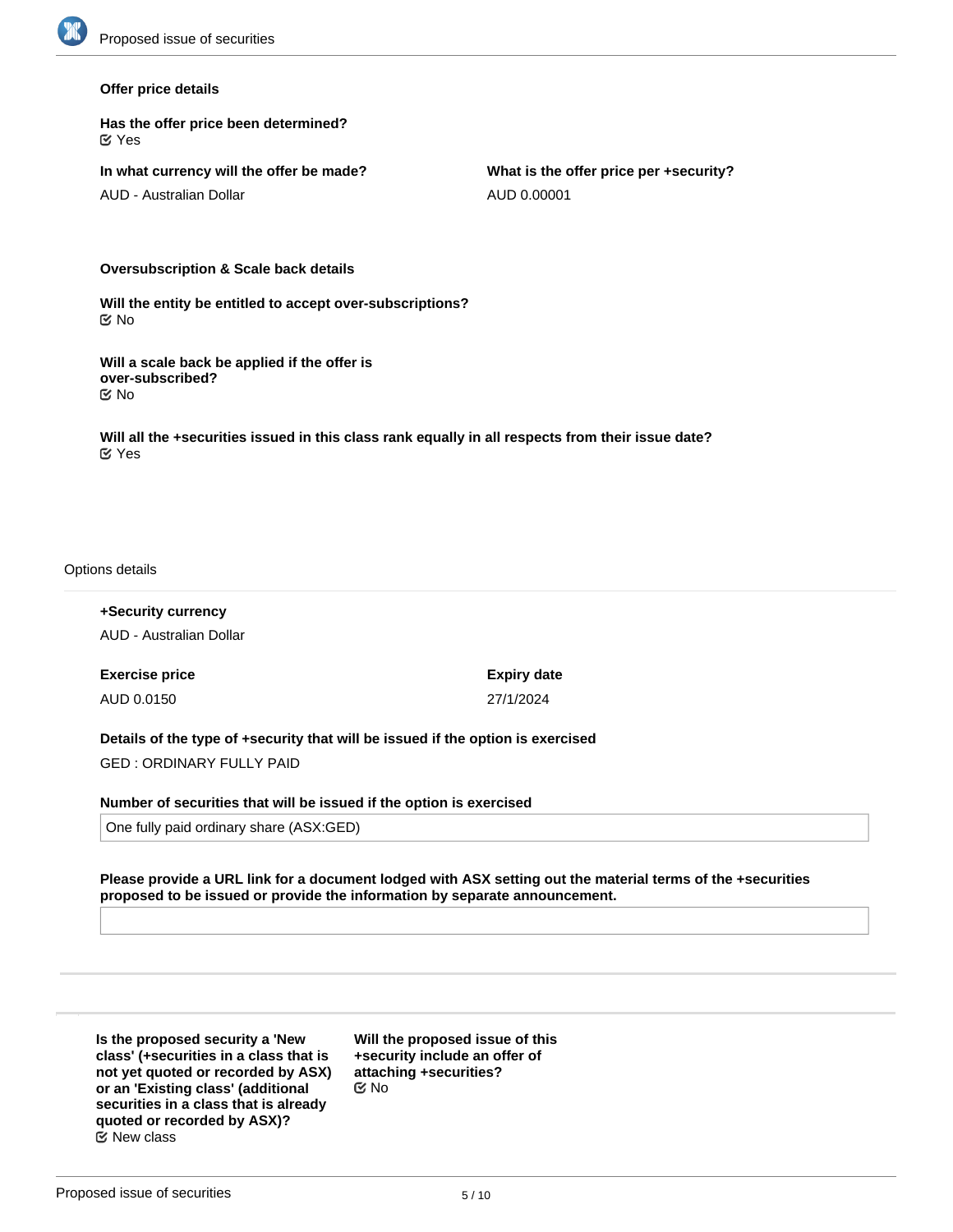**Offer price details**

**Has the offer price been determined?**
Yes

**In what currency will the offer be made?**
AUD - Australian Dollar

**What is the offer price per +security?**
AUD 0.00001

**Oversubscription & Scale back details**

**Will the entity be entitled to accept over-subscriptions?**
No

**Will a scale back be applied if the offer is over-subscribed?**
No

**Will all the +securities issued in this class rank equally in all respects from their issue date?**
Yes

Options details

**+Security currency**
AUD - Australian Dollar

**Exercise price**
AUD 0.0150

**Expiry date**
27/1/2024

**Details of the type of +security that will be issued if the option is exercised**
GED : ORDINARY FULLY PAID

**Number of securities that will be issued if the option is exercised**
One fully paid ordinary share (ASX:GED)

**Please provide a URL link for a document lodged with ASX setting out the material terms of the +securities proposed to be issued or provide the information by separate announcement.**

**Is the proposed security a 'New class' (+securities in a class that is not yet quoted or recorded by ASX) or an 'Existing class' (additional securities in a class that is already quoted or recorded by ASX)?**
New class

**Will the proposed issue of this +security include an offer of attaching +securities?**
No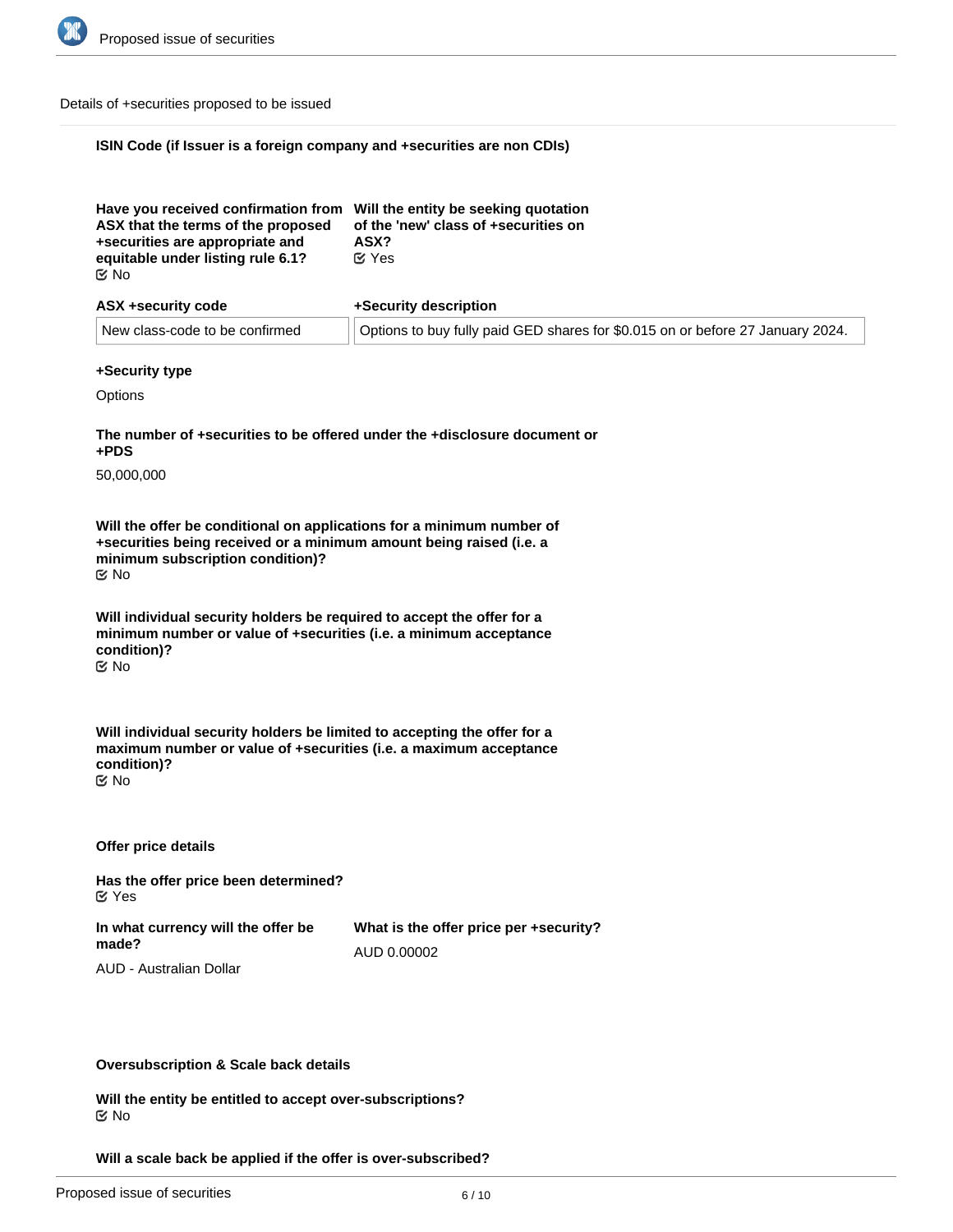Details of +securities proposed to be issued

**ISIN Code (if Issuer is a foreign company and +securities are non CDIs)**

**Have you received confirmation from ASX that the terms of the proposed +securities are appropriate and equitable under listing rule 6.1?**
☑ No

**Will the entity be seeking quotation of the 'new' class of +securities on ASX?**
☑ Yes

| ASX +security code | +Security description |
|---|---|
| New class-code to be confirmed | Options to buy fully paid GED shares for $0.015 on or before 27 January 2024. |

**+Security type**

Options

**The number of +securities to be offered under the +disclosure document or +PDS**

50,000,000

**Will the offer be conditional on applications for a minimum number of +securities being received or a minimum amount being raised (i.e. a minimum subscription condition)?**
☑ No

**Will individual security holders be required to accept the offer for a minimum number or value of +securities (i.e. a minimum acceptance condition)?**
☑ No

**Will individual security holders be limited to accepting the offer for a maximum number or value of +securities (i.e. a maximum acceptance condition)?**
☑ No

**Offer price details**

**Has the offer price been determined?**
☑ Yes

**In what currency will the offer be made?**

AUD - Australian Dollar

**What is the offer price per +security?**

AUD 0.00002

**Oversubscription & Scale back details**

**Will the entity be entitled to accept over-subscriptions?**
☑ No

**Will a scale back be applied if the offer is over-subscribed?**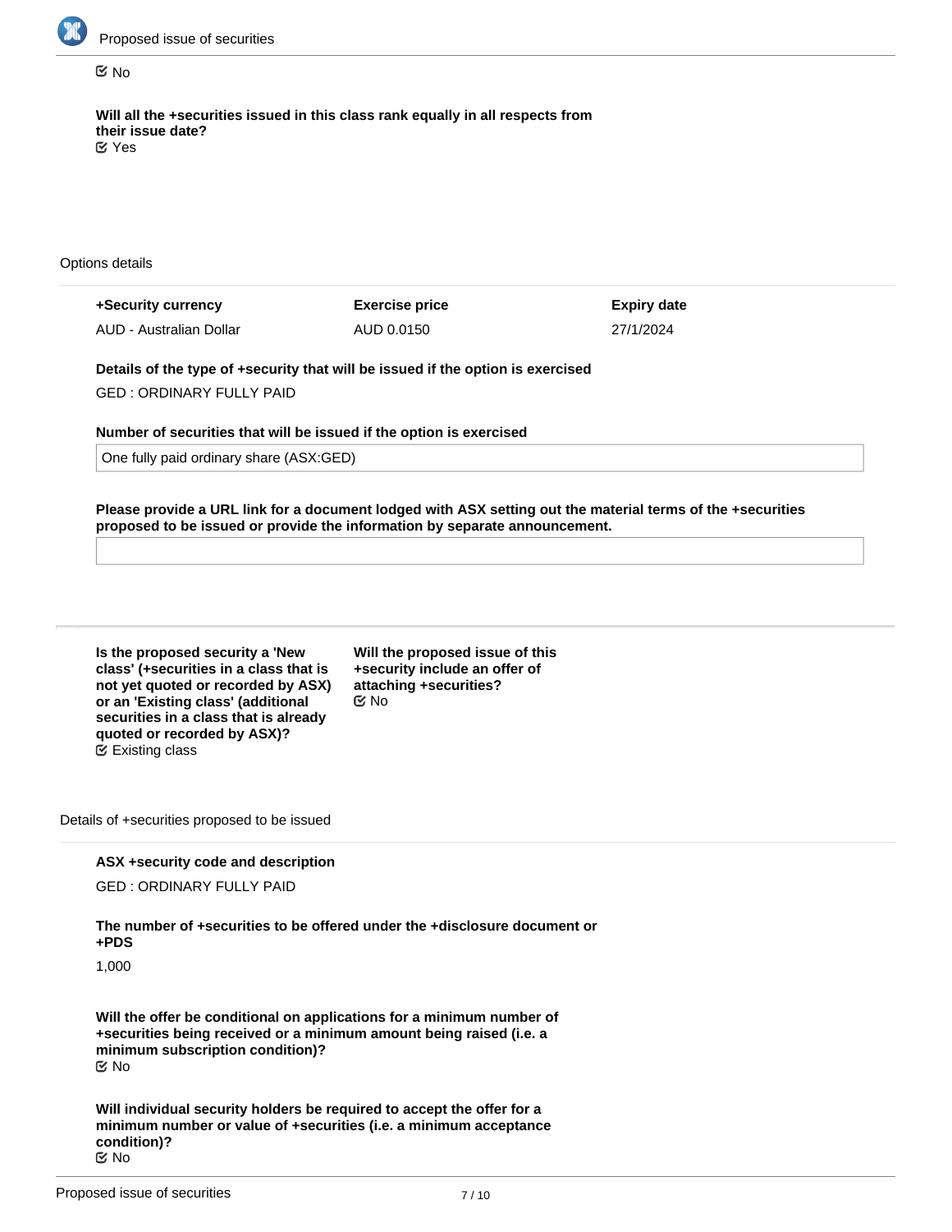☑ No

**Will all the +securities issued in this class rank equally in all respects from their issue date?**
☑ Yes

Options details

| +Security currency | Exercise price | Expiry date |
| --- | --- | --- |
| AUD - Australian Dollar | AUD 0.0150 | 27/1/2024 |

**Details of the type of +security that will be issued if the option is exercised**

GED : ORDINARY FULLY PAID

**Number of securities that will be issued if the option is exercised**

One fully paid ordinary share (ASX:GED)

**Please provide a URL link for a document lodged with ASX setting out the material terms of the +securities proposed to be issued or provide the information by separate announcement.**

**Is the proposed security a 'New class' (+securities in a class that is not yet quoted or recorded by ASX) or an 'Existing class' (additional securities in a class that is already quoted or recorded by ASX)?**
☑ Existing class

**Will the proposed issue of this +security include an offer of attaching +securities?**
☑ No

Details of +securities proposed to be issued

**ASX +security code and description**

GED : ORDINARY FULLY PAID

**The number of +securities to be offered under the +disclosure document or +PDS**

1,000

**Will the offer be conditional on applications for a minimum number of +securities being received or a minimum amount being raised (i.e. a minimum subscription condition)?**
☑ No

**Will individual security holders be required to accept the offer for a minimum number or value of +securities (i.e. a minimum acceptance condition)?**
☑ No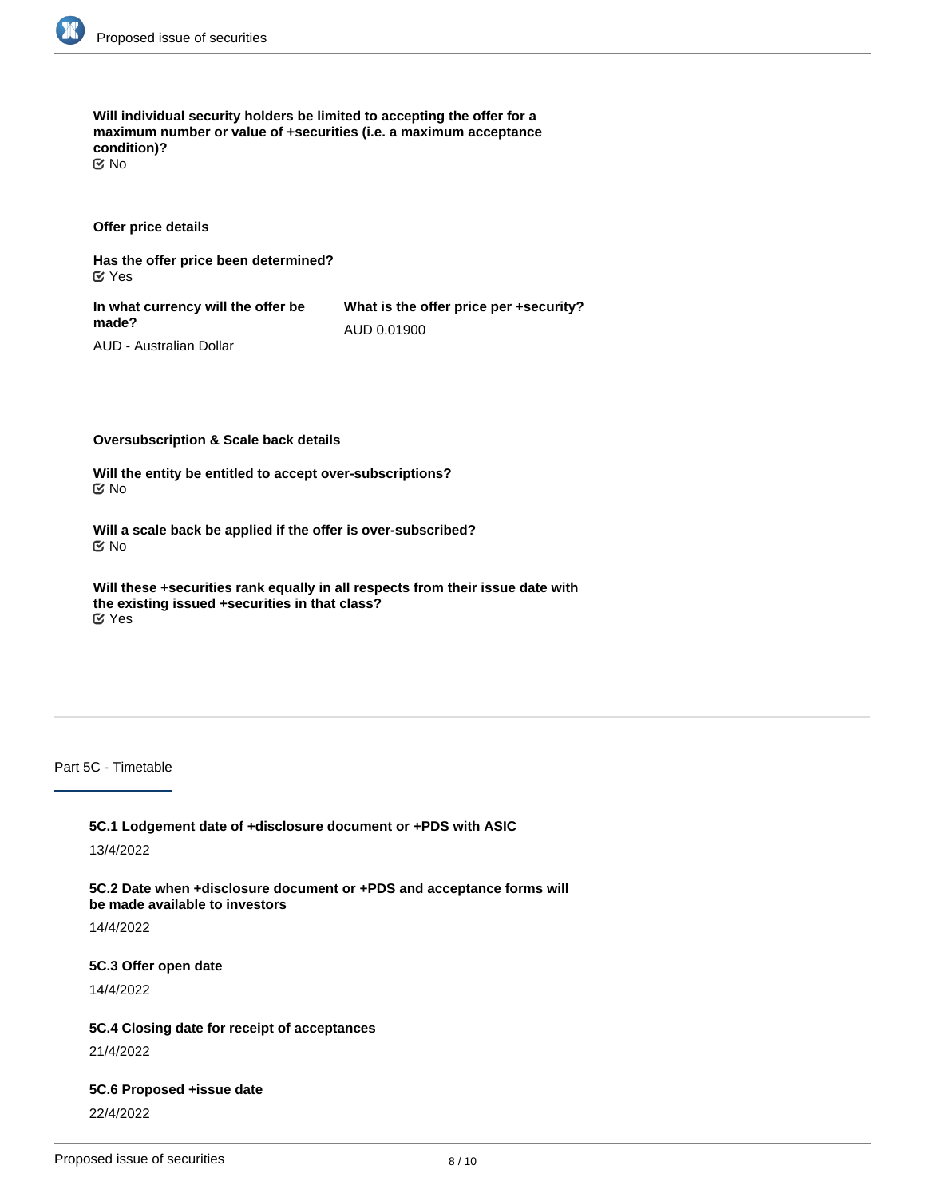**Will individual security holders be limited to accepting the offer for a maximum number or value of +securities (i.e. a maximum acceptance condition)?**

☑ No

**Offer price details**

**Has the offer price been determined?**

☑ Yes

**In what currency will the offer be made?**

AUD - Australian Dollar

**What is the offer price per +security?**

AUD 0.01900

**Oversubscription & Scale back details**

**Will the entity be entitled to accept over-subscriptions?**

☑ No

**Will a scale back be applied if the offer is over-subscribed?**

☑ No

**Will these +securities rank equally in all respects from their issue date with the existing issued +securities in that class?**

☑ Yes

## Part 5C - Timetable

**5C.1 Lodgement date of +disclosure document or +PDS with ASIC**

13/4/2022

**5C.2 Date when +disclosure document or +PDS and acceptance forms will be made available to investors**

14/4/2022

**5C.3 Offer open date**

14/4/2022

**5C.4 Closing date for receipt of acceptances**

21/4/2022

**5C.6 Proposed +issue date**

22/4/2022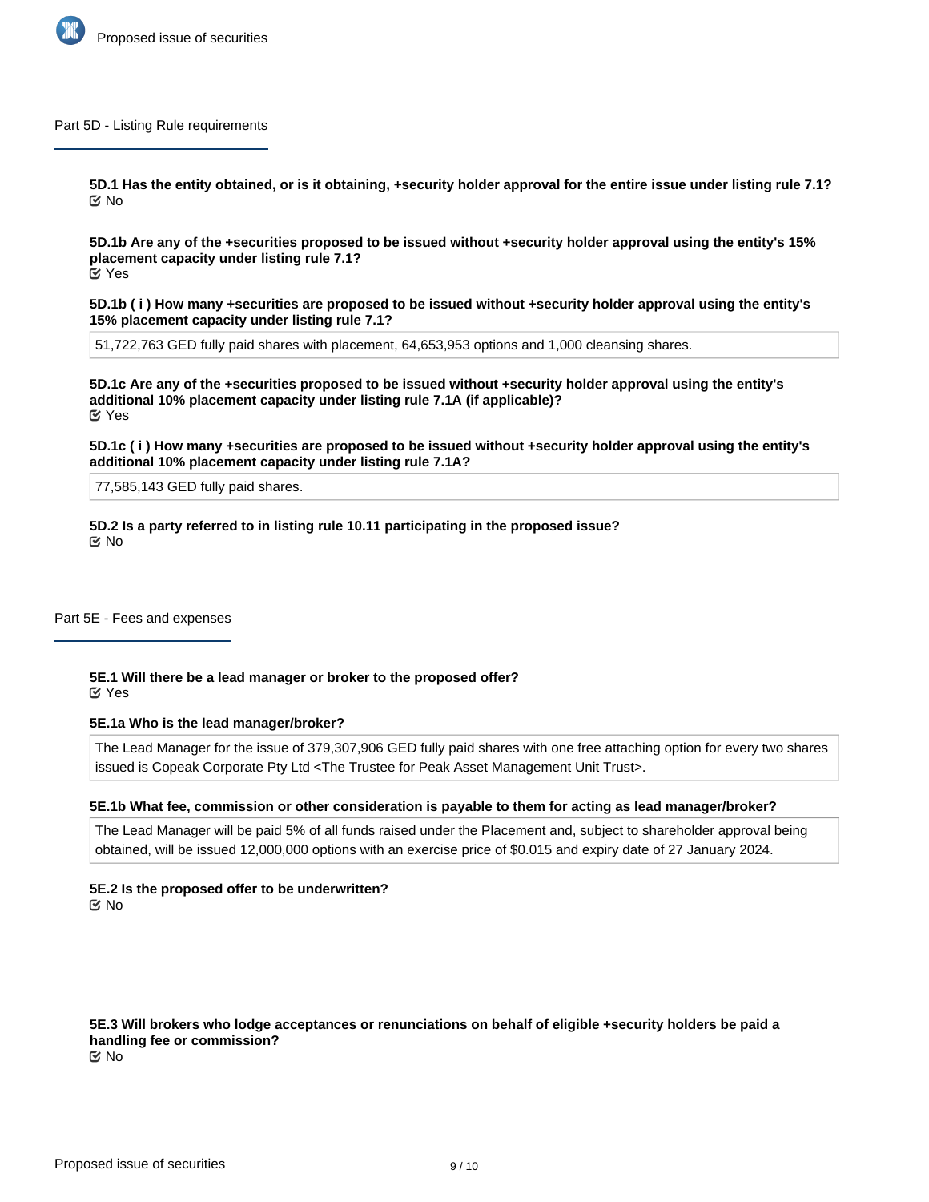## Part 5D - Listing Rule requirements

**5D.1 Has the entity obtained, or is it obtaining, +security holder approval for the entire issue under listing rule 7.1?**
☑ No

**5D.1b Are any of the +securities proposed to be issued without +security holder approval using the entity's 15% placement capacity under listing rule 7.1?**
☑ Yes

**5D.1b ( i ) How many +securities are proposed to be issued without +security holder approval using the entity's 15% placement capacity under listing rule 7.1?**

51,722,763 GED fully paid shares with placement, 64,653,953 options and 1,000 cleansing shares.

**5D.1c Are any of the +securities proposed to be issued without +security holder approval using the entity's additional 10% placement capacity under listing rule 7.1A (if applicable)?**
☑ Yes

**5D.1c ( i ) How many +securities are proposed to be issued without +security holder approval using the entity's additional 10% placement capacity under listing rule 7.1A?**

77,585,143 GED fully paid shares.

**5D.2 Is a party referred to in listing rule 10.11 participating in the proposed issue?**
☑ No

## Part 5E - Fees and expenses

**5E.1 Will there be a lead manager or broker to the proposed offer?**
☑ Yes

**5E.1a Who is the lead manager/broker?**

The Lead Manager for the issue of 379,307,906 GED fully paid shares with one free attaching option for every two shares issued is Copeak Corporate Pty Ltd <The Trustee for Peak Asset Management Unit Trust>.

**5E.1b What fee, commission or other consideration is payable to them for acting as lead manager/broker?**

The Lead Manager will be paid 5% of all funds raised under the Placement and, subject to shareholder approval being obtained, will be issued 12,000,000 options with an exercise price of $0.015 and expiry date of 27 January 2024.

**5E.2 Is the proposed offer to be underwritten?**
☑ No

**5E.3 Will brokers who lodge acceptances or renunciations on behalf of eligible +security holders be paid a handling fee or commission?**
☑ No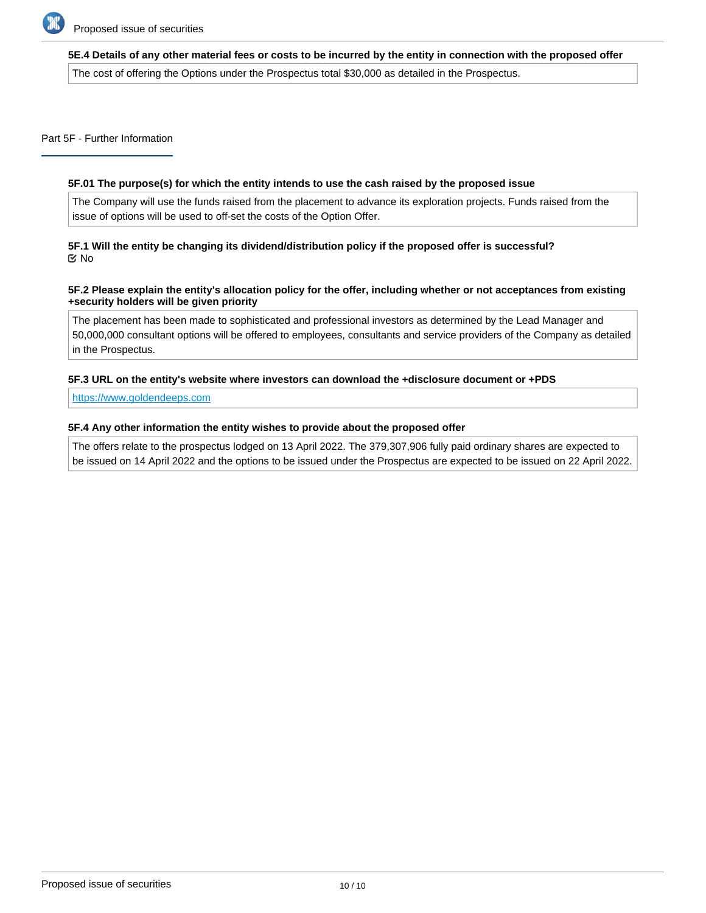**5E.4 Details of any other material fees or costs to be incurred by the entity in connection with the proposed offer**

The cost of offering the Options under the Prospectus total $30,000 as detailed in the Prospectus.

## Part 5F - Further Information

**5F.01 The purpose(s) for which the entity intends to use the cash raised by the proposed issue**

The Company will use the funds raised from the placement to advance its exploration projects. Funds raised from the issue of options will be used to off-set the costs of the Option Offer.

**5F.1 Will the entity be changing its dividend/distribution policy if the proposed offer is successful?**

☑ No

**5F.2 Please explain the entity's allocation policy for the offer, including whether or not acceptances from existing +security holders will be given priority**

The placement has been made to sophisticated and professional investors as determined by the Lead Manager and 50,000,000 consultant options will be offered to employees, consultants and service providers of the Company as detailed in the Prospectus.

**5F.3 URL on the entity's website where investors can download the +disclosure document or +PDS**

https://www.goldendeeps.com

**5F.4 Any other information the entity wishes to provide about the proposed offer**

The offers relate to the prospectus lodged on 13 April 2022. The 379,307,906 fully paid ordinary shares are expected to be issued on 14 April 2022 and the options to be issued under the Prospectus are expected to be issued on 22 April 2022.